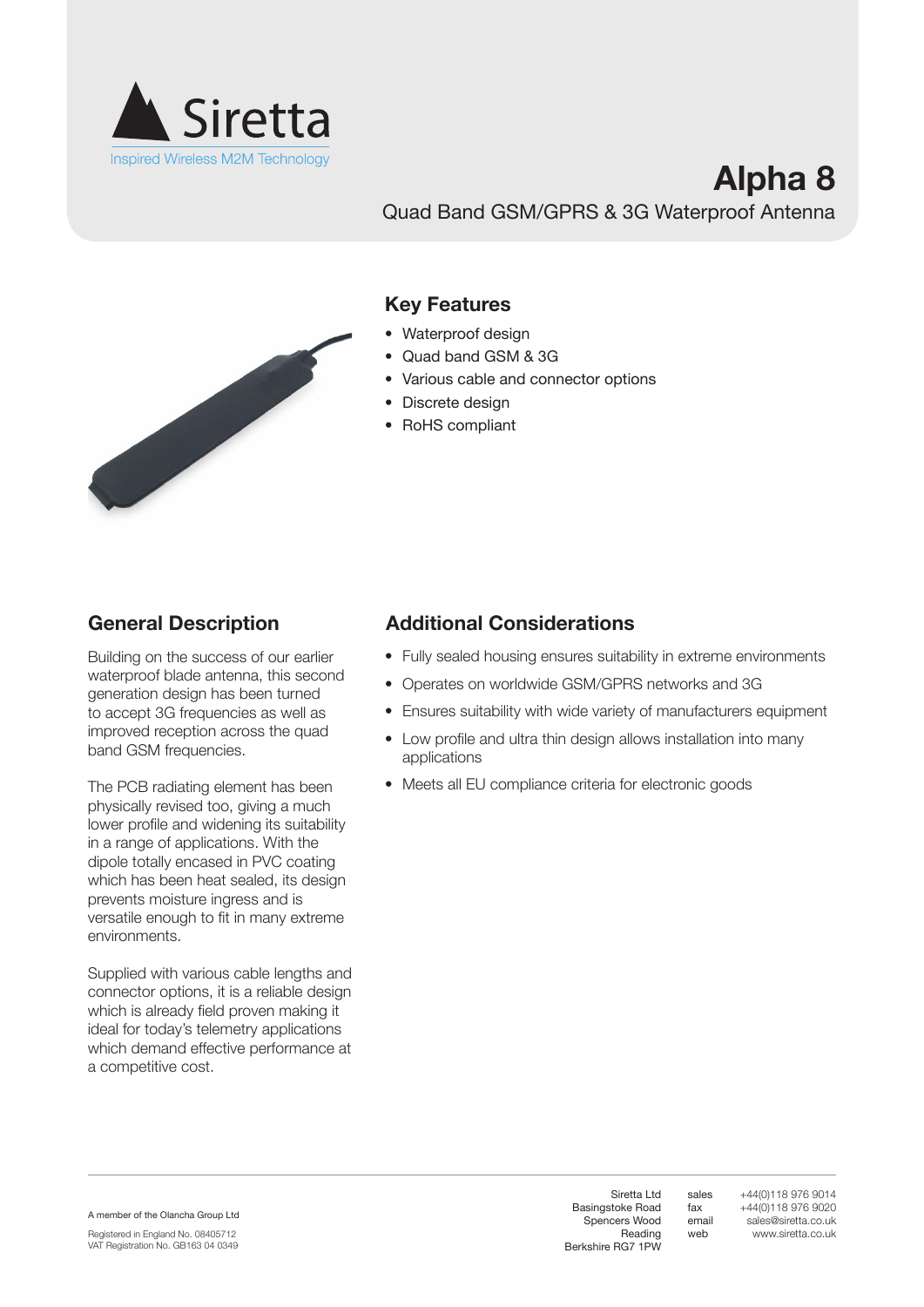Siretta

Inspired Wireless M2M Technology

# Alpha 8

Quad Band GSM/GPRS & 3G Waterproof Antenna

## Key Features

- Waterproof design
- Quad band GSM & 3G
- Various cable and connector options
- Discrete design
- RoHS compliant

## General Description

Building on the success of our earlier waterproof blade antenna, this second generation design has been turned to accept 3G frequencies as well as improved reception across the quad band GSM frequencies.

The PCB radiating element has been physically revised too, giving a much lower profile and widening its suitability in a range of applications. With the dipole totally encased in PVC coating which has been heat sealed, its design prevents moisture ingress and is versatile enough to fit in many extreme environments.

Supplied with various cable lengths and connector options, it is a reliable design which is already field proven making it ideal for today's telemetry applications which demand effective performance at a competitive cost.

## Additional Considerations

- Fully sealed housing ensures suitability in extreme environments
- Operates on worldwide GSM/GPRS networks and 3G
- Ensures suitability with wide variety of manufacturers equipment
- Low profile and ultra thin design allows installation into many applications
- Meets all EU compliance criteria for electronic goods

A member of the Olancha Group Ltd

Registered in England No. 08405712
VAT Registration No. GB163 04 0349

Siretta Ltd
Basingstoke Road
Spencers Wood
Reading
Berkshire RG7 1PW

sales +44(0)118 976 9014
fax +44(0)118 976 9020
email sales@siretta.co.uk
web www.siretta.co.uk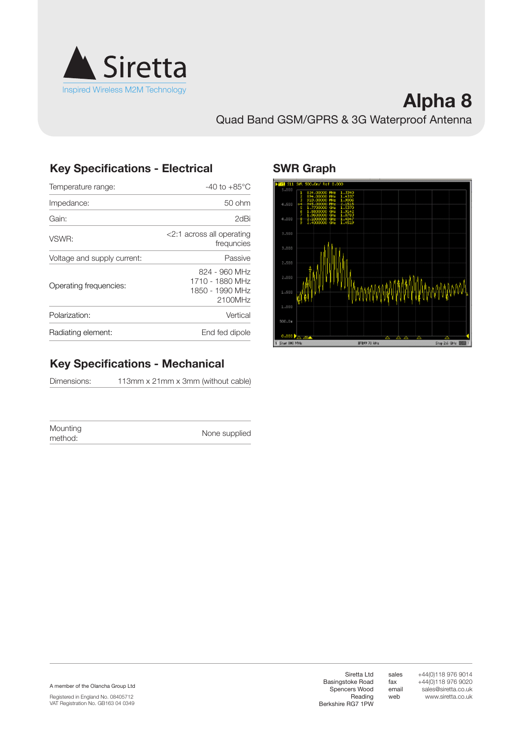# Siretta

Inspired Wireless M2M Technology

# Alpha 8

Quad Band GSM/GPRS & 3G Waterproof Antenna

## Key Specifications - Electrical

| | |
|---|---|
| Temperature range: | -40 to +85°C |
| Impedance: | 50 ohm |
| Gain: | 2dBi |
| VSWR: | <2:1 across all operating frequncies |
| Voltage and supply current: | Passive |
| Operating frequencies: | 824 - 960 MHz<br>1710 - 1880 MHz<br>1850 - 1990 MHz<br>2100MHz |
| Polarization: | Vertical |
| Radiating element: | End fed dipole |

## SWR Graph

S11 SWR 500.0m/ Ref 0.000

1 824.00000 MHz 1.3340
2 894.00000 MHz 1.4337
3 910.00000 MHz 1.9006
4 945.00000 MHz 2.1515
5 1.7700000 GHz 1.5370
6 1.8800000 GHz 1.9142
7 1.9600000 GHz 1.8783
8 2.1000000 GHz 1.4047
9 2.4000000 GHz 1.4519

5.000
4.500
4.000
3.500
3.000
2.500
2.000
1.500
1.000
500.0m
0.000

Start 800 MHz IFBW 70 kHz Stop 2.6 GHz

## Key Specifications - Mechanical

| | |
|---|---|
| Dimensions: | 113mm x 21mm x 3mm (without cable) |
| Mounting method: | None supplied |

A member of the Olancha Group Ltd

Registered in England No. 08405712
VAT Registration No. GB163 04 0349

Siretta Ltd
Basingstoke Road
Spencers Wood
Reading
Berkshire RG7 1PW

sales +44(0)118 976 9014
fax +44(0)118 976 9020
email sales@siretta.co.uk
web www.siretta.co.uk